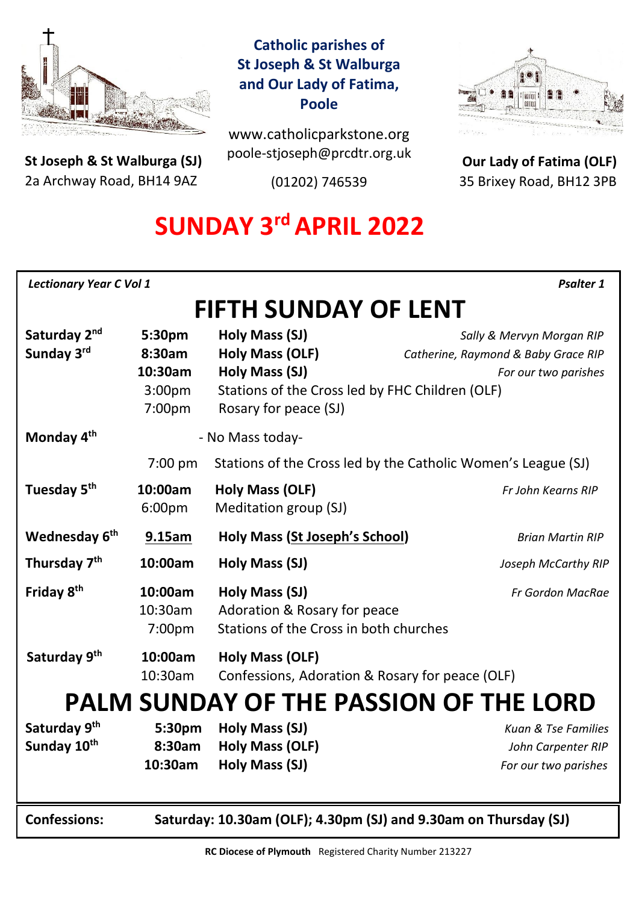**Catholic parishes of St Joseph & St Walburga and Our Lady of Fatima, Poole**

www.catholicparkstone.org
poole-stjoseph@prcdtr.org.uk
(01202) 746539

**St Joseph & St Walburga (SJ)**
2a Archway Road, BH14 9AZ

**Our Lady of Fatima (OLF)**
35 Brixey Road, BH12 3PB

# SUNDAY 3rd APRIL 2022

*Lectionary Year C Vol 1* — *Psalter 1*

## FIFTH SUNDAY OF LENT

| | | | |
|---|---|---|---|
| **Saturday 2nd** | **5:30pm** | **Holy Mass (SJ)** | *Sally & Mervyn Morgan RIP* |
| **Sunday 3rd** | **8:30am** | **Holy Mass (OLF)** | *Catherine, Raymond & Baby Grace RIP* |
| | **10:30am** | **Holy Mass (SJ)** | *For our two parishes* |
| | 3:00pm | Stations of the Cross led by FHC Children (OLF) | |
| | 7:00pm | Rosary for peace (SJ) | |
| **Monday 4th** | | - No Mass today- | |
| | 7:00 pm | Stations of the Cross led by the Catholic Women's League (SJ) | |
| **Tuesday 5th** | **10:00am** | **Holy Mass (OLF)** | *Fr John Kearns RIP* |
| | 6:00pm | Meditation group (SJ) | |
| **Wednesday 6th** | **9.15am** | **Holy Mass (St Joseph's School)** | *Brian Martin RIP* |
| **Thursday 7th** | **10:00am** | **Holy Mass (SJ)** | *Joseph McCarthy RIP* |
| **Friday 8th** | **10:00am** | **Holy Mass (SJ)** | *Fr Gordon MacRae* |
| | 10:30am | Adoration & Rosary for peace | |
| | 7:00pm | Stations of the Cross in both churches | |
| **Saturday 9th** | **10:00am** | **Holy Mass (OLF)** | |
| | 10:30am | Confessions, Adoration & Rosary for peace (OLF) | |

## PALM SUNDAY OF THE PASSION OF THE LORD

| | | | |
|---|---|---|---|
| **Saturday 9th** | **5:30pm** | **Holy Mass (SJ)** | *Kuan & Tse Families* |
| **Sunday 10th** | **8:30am** | **Holy Mass (OLF)** | *John Carpenter RIP* |
| | **10:30am** | **Holy Mass (SJ)** | *For our two parishes* |

**Confessions:** **Saturday: 10.30am (OLF); 4.30pm (SJ) and 9.30am on Thursday (SJ)**

**RC Diocese of Plymouth** Registered Charity Number 213227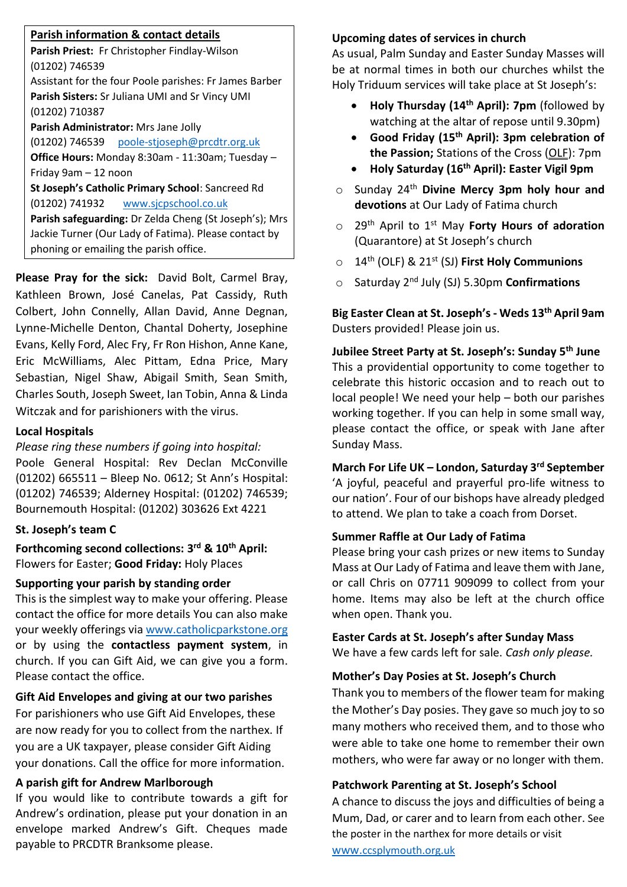**Parish information & contact details**

**Parish Priest:** Fr Christopher Findlay-Wilson (01202) 746539

Assistant for the four Poole parishes: Fr James Barber

**Parish Sisters:** Sr Juliana UMI and Sr Vincy UMI (01202) 710387

**Parish Administrator:** Mrs Jane Jolly (01202) 746539 poole-stjoseph@prcdtr.org.uk

**Office Hours:** Monday 8:30am - 11:30am; Tuesday – Friday 9am – 12 noon

**St Joseph's Catholic Primary School**: Sancreed Rd (01202) 741932 www.sjcpschool.co.uk

**Parish safeguarding:** Dr Zelda Cheng (St Joseph's); Mrs Jackie Turner (Our Lady of Fatima). Please contact by phoning or emailing the parish office.

**Please Pray for the sick:** David Bolt, Carmel Bray, Kathleen Brown, José Canelas, Pat Cassidy, Ruth Colbert, John Connelly, Allan David, Anne Degnan, Lynne-Michelle Denton, Chantal Doherty, Josephine Evans, Kelly Ford, Alec Fry, Fr Ron Hishon, Anne Kane, Eric McWilliams, Alec Pittam, Edna Price, Mary Sebastian, Nigel Shaw, Abigail Smith, Sean Smith, Charles South, Joseph Sweet, Ian Tobin, Anna & Linda Witczak and for parishioners with the virus.

**Local Hospitals**

*Please ring these numbers if going into hospital:* Poole General Hospital: Rev Declan McConville (01202) 665511 – Bleep No. 0612; St Ann's Hospital: (01202) 746539; Alderney Hospital: (01202) 746539; Bournemouth Hospital: (01202) 303626 Ext 4221

**St. Joseph's team C**

**Forthcoming second collections: 3rd & 10th April:** Flowers for Easter; **Good Friday:** Holy Places

**Supporting your parish by standing order**

This is the simplest way to make your offering. Please contact the office for more details You can also make your weekly offerings via www.catholicparkstone.org or by using the **contactless payment system**, in church. If you can Gift Aid, we can give you a form. Please contact the office.

**Gift Aid Envelopes and giving at our two parishes**

For parishioners who use Gift Aid Envelopes, these are now ready for you to collect from the narthex. If you are a UK taxpayer, please consider Gift Aiding your donations. Call the office for more information.

**A parish gift for Andrew Marlborough**

If you would like to contribute towards a gift for Andrew's ordination, please put your donation in an envelope marked Andrew's Gift. Cheques made payable to PRCDTR Branksome please.

**Upcoming dates of services in church**

As usual, Palm Sunday and Easter Sunday Masses will be at normal times in both our churches whilst the Holy Triduum services will take place at St Joseph's:

- **Holy Thursday (14th April): 7pm** (followed by watching at the altar of repose until 9.30pm)
- **Good Friday (15th April): 3pm celebration of the Passion;** Stations of the Cross (OLF): 7pm
- **Holy Saturday (16th April): Easter Vigil 9pm**

- Sunday 24th **Divine Mercy 3pm holy hour and devotions** at Our Lady of Fatima church
- 29th April to 1st May **Forty Hours of adoration** (Quarantore) at St Joseph's church
- 14th (OLF) & 21st (SJ) **First Holy Communions**
- Saturday 2nd July (SJ) 5.30pm **Confirmations**

**Big Easter Clean at St. Joseph's - Weds 13th April 9am**

Dusters provided! Please join us.

**Jubilee Street Party at St. Joseph's: Sunday 5th June**

This a providential opportunity to come together to celebrate this historic occasion and to reach out to local people! We need your help – both our parishes working together. If you can help in some small way, please contact the office, or speak with Jane after Sunday Mass.

**March For Life UK – London, Saturday 3rd September**

'A joyful, peaceful and prayerful pro-life witness to our nation'. Four of our bishops have already pledged to attend. We plan to take a coach from Dorset.

**Summer Raffle at Our Lady of Fatima**

Please bring your cash prizes or new items to Sunday Mass at Our Lady of Fatima and leave them with Jane, or call Chris on 07711 909099 to collect from your home. Items may also be left at the church office when open. Thank you.

**Easter Cards at St. Joseph's after Sunday Mass**

We have a few cards left for sale. *Cash only please.*

**Mother's Day Posies at St. Joseph's Church**

Thank you to members of the flower team for making the Mother's Day posies. They gave so much joy to so many mothers who received them, and to those who were able to take one home to remember their own mothers, who were far away or no longer with them.

**Patchwork Parenting at St. Joseph's School**

A chance to discuss the joys and difficulties of being a Mum, Dad, or carer and to learn from each other. See the poster in the narthex for more details or visit www.ccsplymouth.org.uk